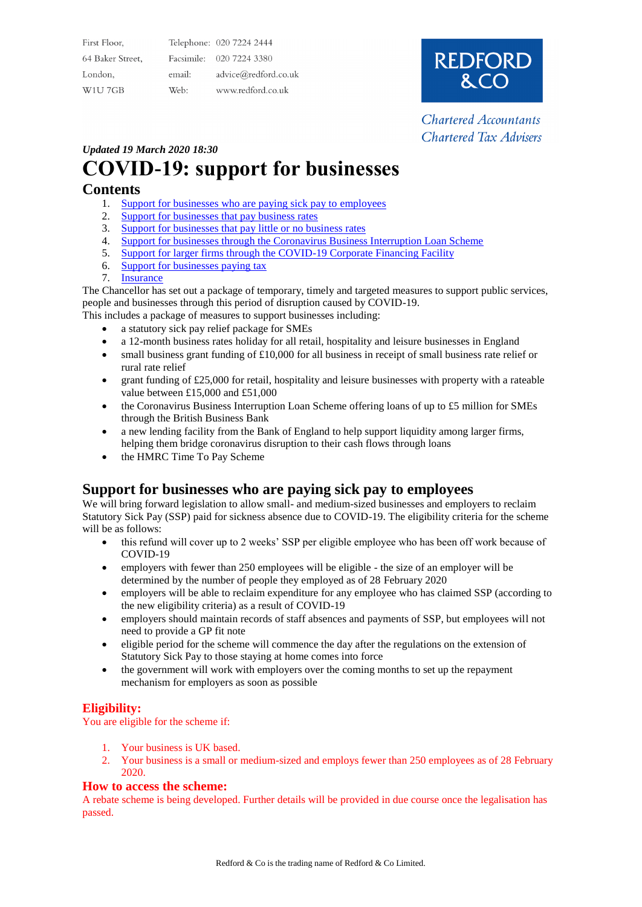First Floor,
64 Baker Street,
London,
W1U 7GB

Telephone: 020 7224 2444
Facsimile: 020 7224 3380
email: advice@redford.co.uk
Web: www.redford.co.uk

**REDFORD & CO**

*Chartered Accountants*
*Chartered Tax Advisers*

***Updated 19 March 2020 18:30***

# COVID-19: support for businesses

## Contents

1. Support for businesses who are paying sick pay to employees
2. Support for businesses that pay business rates
3. Support for businesses that pay little or no business rates
4. Support for businesses through the Coronavirus Business Interruption Loan Scheme
5. Support for larger firms through the COVID-19 Corporate Financing Facility
6. Support for businesses paying tax
7. Insurance

The Chancellor has set out a package of temporary, timely and targeted measures to support public services, people and businesses through this period of disruption caused by COVID-19.

This includes a package of measures to support businesses including:

- a statutory sick pay relief package for SMEs
- a 12-month business rates holiday for all retail, hospitality and leisure businesses in England
- small business grant funding of £10,000 for all business in receipt of small business rate relief or rural rate relief
- grant funding of £25,000 for retail, hospitality and leisure businesses with property with a rateable value between £15,000 and £51,000
- the Coronavirus Business Interruption Loan Scheme offering loans of up to £5 million for SMEs through the British Business Bank
- a new lending facility from the Bank of England to help support liquidity among larger firms, helping them bridge coronavirus disruption to their cash flows through loans
- the HMRC Time To Pay Scheme

## Support for businesses who are paying sick pay to employees

We will bring forward legislation to allow small- and medium-sized businesses and employers to reclaim Statutory Sick Pay (SSP) paid for sickness absence due to COVID-19. The eligibility criteria for the scheme will be as follows:

- this refund will cover up to 2 weeks' SSP per eligible employee who has been off work because of COVID-19
- employers with fewer than 250 employees will be eligible - the size of an employer will be determined by the number of people they employed as of 28 February 2020
- employers will be able to reclaim expenditure for any employee who has claimed SSP (according to the new eligibility criteria) as a result of COVID-19
- employers should maintain records of staff absences and payments of SSP, but employees will not need to provide a GP fit note
- eligible period for the scheme will commence the day after the regulations on the extension of Statutory Sick Pay to those staying at home comes into force
- the government will work with employers over the coming months to set up the repayment mechanism for employers as soon as possible

### Eligibility:

You are eligible for the scheme if:

1. Your business is UK based.
2. Your business is a small or medium-sized and employs fewer than 250 employees as of 28 February 2020.

### How to access the scheme:

A rebate scheme is being developed. Further details will be provided in due course once the legalisation has passed.

Redford & Co is the trading name of Redford & Co Limited.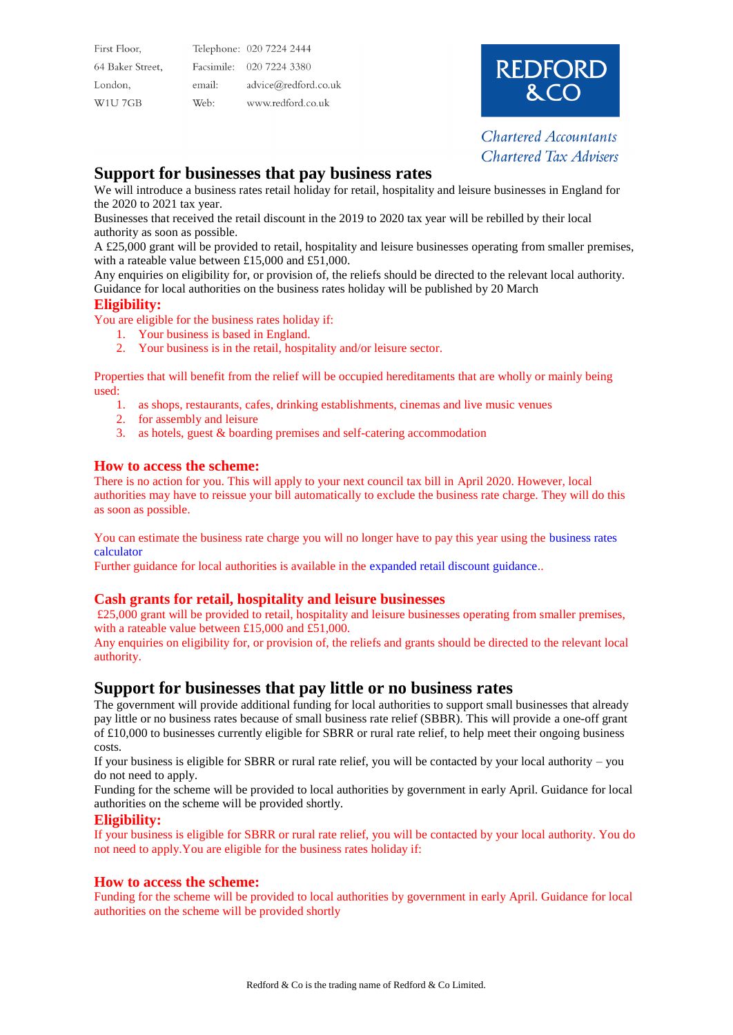First Floor,
64 Baker Street,
London,
W1U 7GB

Telephone: 020 7224 2444
Facsimile: 020 7224 3380
email: advice@redford.co.uk
Web: www.redford.co.uk

REDFORD & CO

*Chartered Accountants*
*Chartered Tax Advisers*

## Support for businesses that pay business rates

We will introduce a business rates retail holiday for retail, hospitality and leisure businesses in England for the 2020 to 2021 tax year.

Businesses that received the retail discount in the 2019 to 2020 tax year will be rebilled by their local authority as soon as possible.

A £25,000 grant will be provided to retail, hospitality and leisure businesses operating from smaller premises, with a rateable value between £15,000 and £51,000.

Any enquiries on eligibility for, or provision of, the reliefs should be directed to the relevant local authority. Guidance for local authorities on the business rates holiday will be published by 20 March

### Eligibility:

You are eligible for the business rates holiday if:

1. Your business is based in England.
2. Your business is in the retail, hospitality and/or leisure sector.

Properties that will benefit from the relief will be occupied hereditaments that are wholly or mainly being used:

1. as shops, restaurants, cafes, drinking establishments, cinemas and live music venues
2. for assembly and leisure
3. as hotels, guest & boarding premises and self-catering accommodation

### How to access the scheme:

There is no action for you. This will apply to your next council tax bill in April 2020. However, local authorities may have to reissue your bill automatically to exclude the business rate charge. They will do this as soon as possible.

You can estimate the business rate charge you will no longer have to pay this year using the business rates calculator

Further guidance for local authorities is available in the expanded retail discount guidance..

### Cash grants for retail, hospitality and leisure businesses

£25,000 grant will be provided to retail, hospitality and leisure businesses operating from smaller premises, with a rateable value between £15,000 and £51,000.

Any enquiries on eligibility for, or provision of, the reliefs and grants should be directed to the relevant local authority.

## Support for businesses that pay little or no business rates

The government will provide additional funding for local authorities to support small businesses that already pay little or no business rates because of small business rate relief (SBBR). This will provide a one-off grant of £10,000 to businesses currently eligible for SBRR or rural rate relief, to help meet their ongoing business costs.

If your business is eligible for SBRR or rural rate relief, you will be contacted by your local authority – you do not need to apply.

Funding for the scheme will be provided to local authorities by government in early April. Guidance for local authorities on the scheme will be provided shortly.

### Eligibility:

If your business is eligible for SBRR or rural rate relief, you will be contacted by your local authority. You do not need to apply.You are eligible for the business rates holiday if:

### How to access the scheme:

Funding for the scheme will be provided to local authorities by government in early April. Guidance for local authorities on the scheme will be provided shortly

Redford & Co is the trading name of Redford & Co Limited.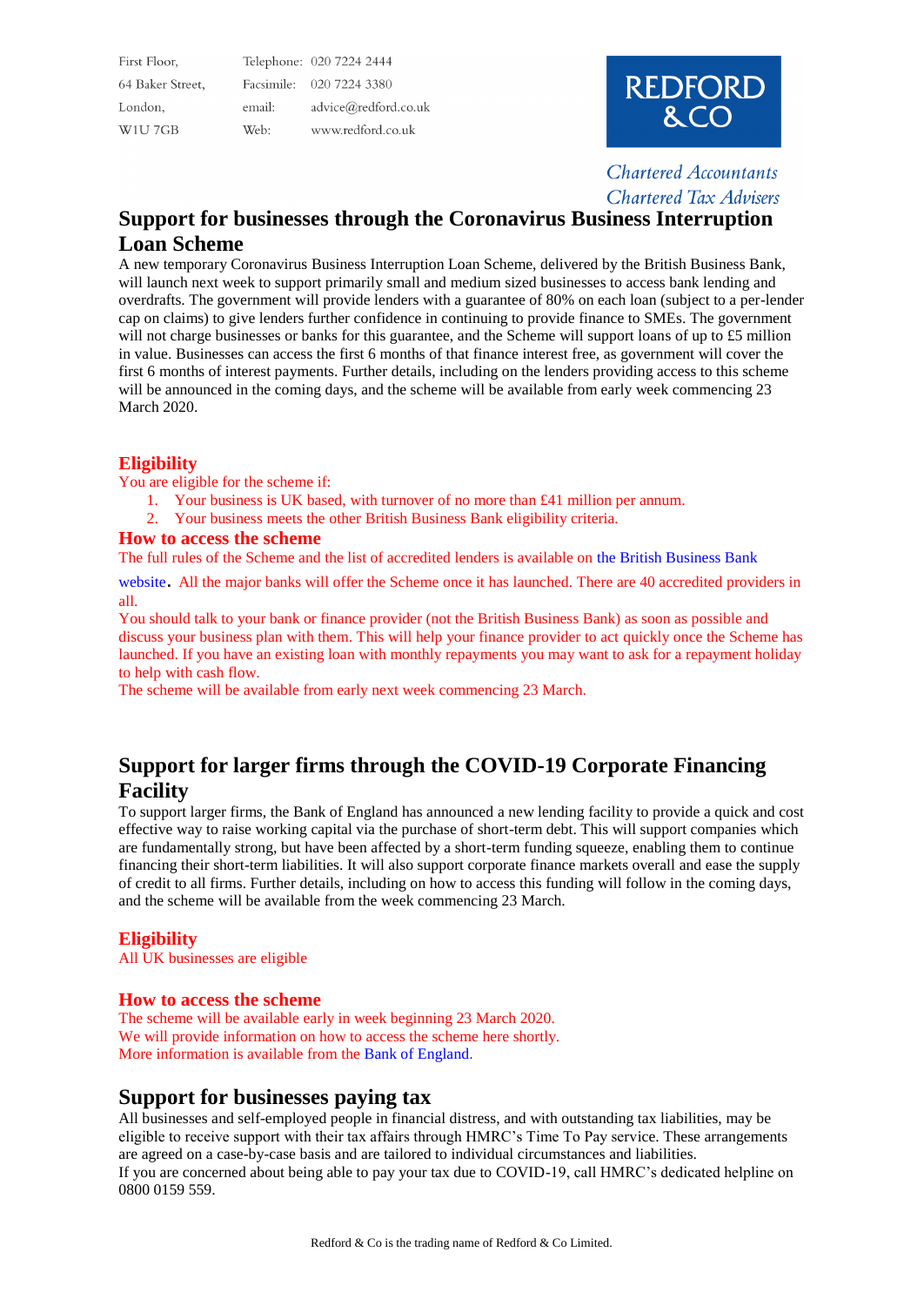First Floor,
64 Baker Street,
London,
W1U 7GB

Telephone: 020 7224 2444
Facsimile: 020 7224 3380
email: advice@redford.co.uk
Web: www.redford.co.uk

REDFORD & CO

*Chartered Accountants*
*Chartered Tax Advisers*

## Support for businesses through the Coronavirus Business Interruption Loan Scheme

A new temporary Coronavirus Business Interruption Loan Scheme, delivered by the British Business Bank, will launch next week to support primarily small and medium sized businesses to access bank lending and overdrafts. The government will provide lenders with a guarantee of 80% on each loan (subject to a per-lender cap on claims) to give lenders further confidence in continuing to provide finance to SMEs. The government will not charge businesses or banks for this guarantee, and the Scheme will support loans of up to £5 million in value. Businesses can access the first 6 months of that finance interest free, as government will cover the first 6 months of interest payments. Further details, including on the lenders providing access to this scheme will be announced in the coming days, and the scheme will be available from early week commencing 23 March 2020.

### Eligibility

You are eligible for the scheme if:

1. Your business is UK based, with turnover of no more than £41 million per annum.
2. Your business meets the other British Business Bank eligibility criteria.

### How to access the scheme

The full rules of the Scheme and the list of accredited lenders is available on the British Business Bank website. All the major banks will offer the Scheme once it has launched. There are 40 accredited providers in all.

You should talk to your bank or finance provider (not the British Business Bank) as soon as possible and discuss your business plan with them. This will help your finance provider to act quickly once the Scheme has launched. If you have an existing loan with monthly repayments you may want to ask for a repayment holiday to help with cash flow.

The scheme will be available from early next week commencing 23 March.

## Support for larger firms through the COVID-19 Corporate Financing Facility

To support larger firms, the Bank of England has announced a new lending facility to provide a quick and cost effective way to raise working capital via the purchase of short-term debt. This will support companies which are fundamentally strong, but have been affected by a short-term funding squeeze, enabling them to continue financing their short-term liabilities. It will also support corporate finance markets overall and ease the supply of credit to all firms. Further details, including on how to access this funding will follow in the coming days, and the scheme will be available from the week commencing 23 March.

### Eligibility

All UK businesses are eligible

### How to access the scheme

The scheme will be available early in week beginning 23 March 2020.
We will provide information on how to access the scheme here shortly.
More information is available from the Bank of England.

## Support for businesses paying tax

All businesses and self-employed people in financial distress, and with outstanding tax liabilities, may be eligible to receive support with their tax affairs through HMRC's Time To Pay service. These arrangements are agreed on a case-by-case basis and are tailored to individual circumstances and liabilities.
If you are concerned about being able to pay your tax due to COVID-19, call HMRC's dedicated helpline on 0800 0159 559.

Redford & Co is the trading name of Redford & Co Limited.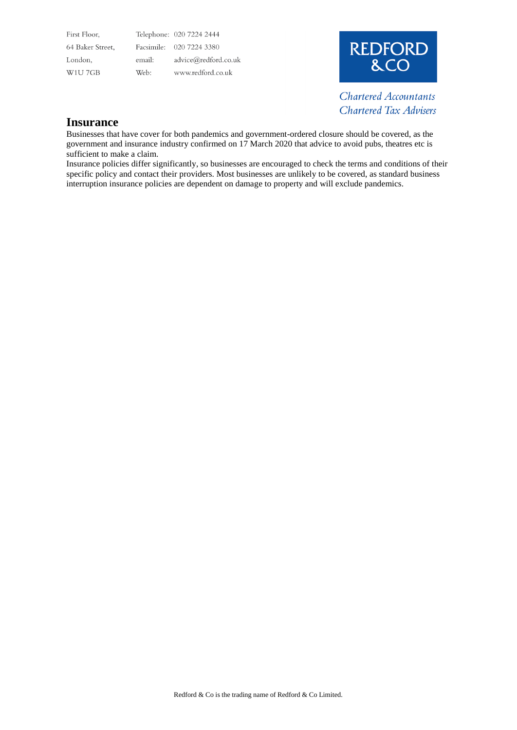## Insurance

Businesses that have cover for both pandemics and government-ordered closure should be covered, as the government and insurance industry confirmed on 17 March 2020 that advice to avoid pubs, theatres etc is sufficient to make a claim.

Insurance policies differ significantly, so businesses are encouraged to check the terms and conditions of their specific policy and contact their providers. Most businesses are unlikely to be covered, as standard business interruption insurance policies are dependent on damage to property and will exclude pandemics.